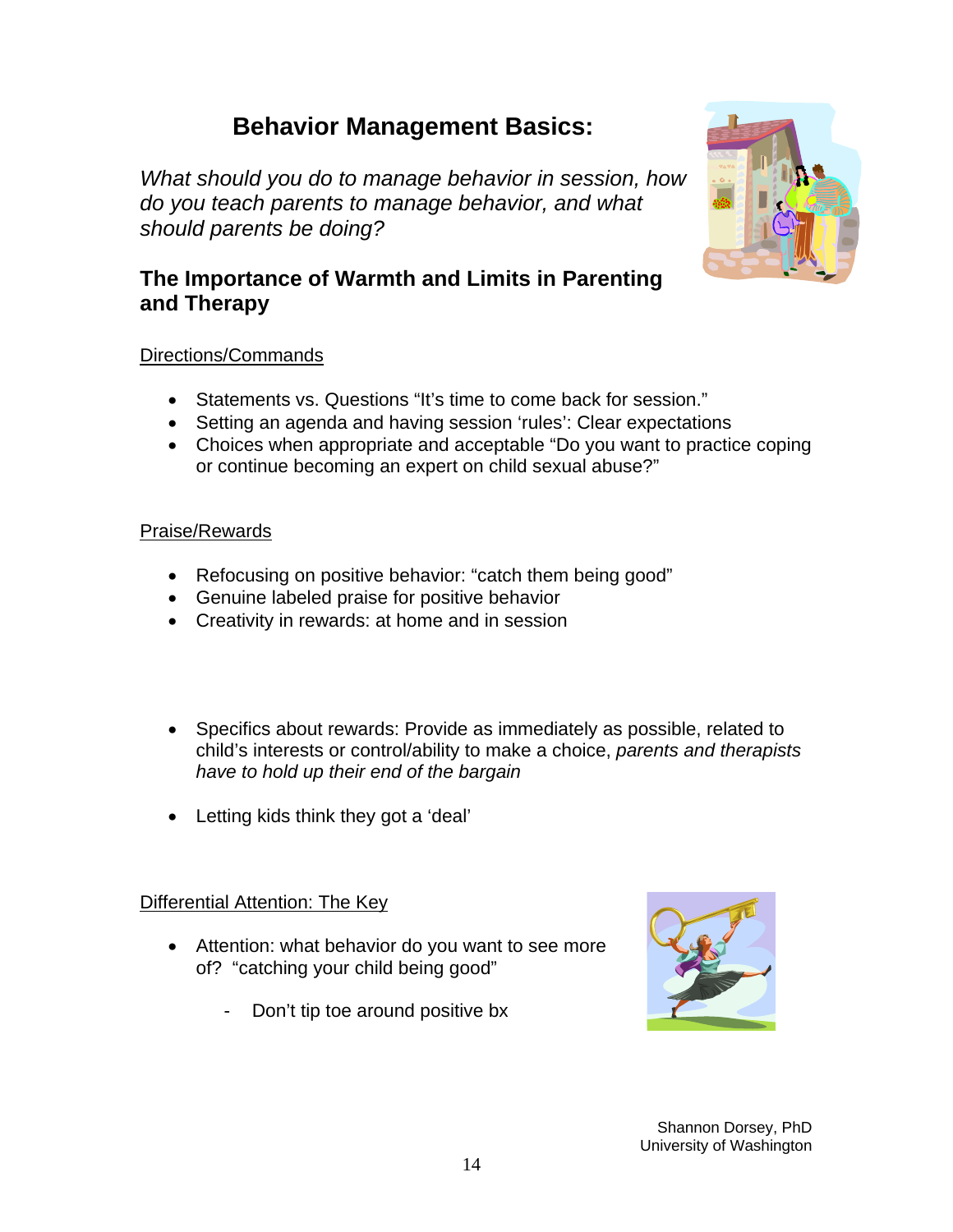# Behavior Management Basics:

*What should you do to manage behavior in session, how do you teach parents to manage behavior, and what should parents be doing?*

## The Importance of Warmth and Limits in Parenting and Therapy

<u>Directions/Commands</u>

- Statements vs. Questions "It's time to come back for session."
- Setting an agenda and having session 'rules': Clear expectations
- Choices when appropriate and acceptable "Do you want to practice coping or continue becoming an expert on child sexual abuse?"

<u>Praise/Rewards</u>

- Refocusing on positive behavior: "catch them being good"
- Genuine labeled praise for positive behavior
- Creativity in rewards: at home and in session

- Specifics about rewards: Provide as immediately as possible, related to child's interests or control/ability to make a choice, *parents and therapists have to hold up their end of the bargain*

- Letting kids think they got a 'deal'

<u>Differential Attention: The Key</u>

- Attention: what behavior do you want to see more of? "catching your child being good"
  - Don't tip toe around positive bx

Shannon Dorsey, PhD
University of Washington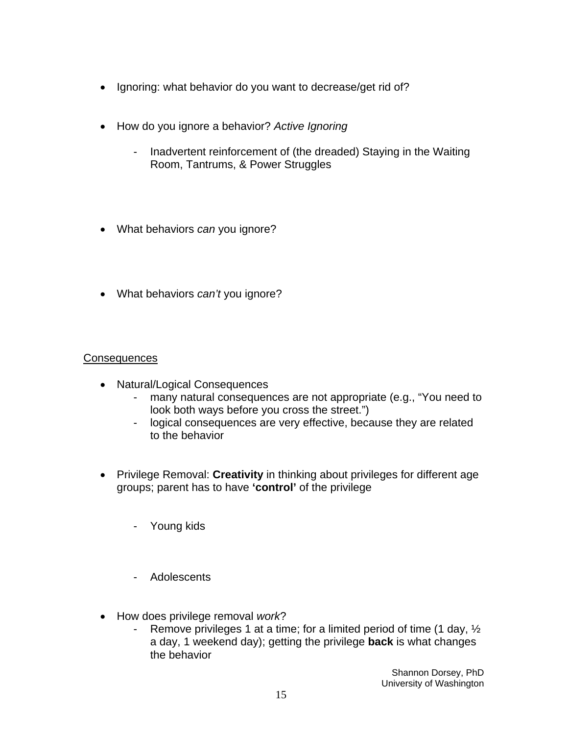- Ignoring: what behavior do you want to decrease/get rid of?

- How do you ignore a behavior? *Active Ignoring*

  - Inadvertent reinforcement of (the dreaded) Staying in the Waiting Room, Tantrums, & Power Struggles

- What behaviors *can* you ignore?

- What behaviors *can't* you ignore?

<u>Consequences</u>

- Natural/Logical Consequences
  - many natural consequences are not appropriate (e.g., "You need to look both ways before you cross the street.")
  - logical consequences are very effective, because they are related to the behavior

- Privilege Removal: **Creativity** in thinking about privileges for different age groups; parent has to have **'control'** of the privilege

  - Young kids

  - Adolescents

- How does privilege removal *work*?
  - Remove privileges 1 at a time; for a limited period of time (1 day, ½ a day, 1 weekend day); getting the privilege **back** is what changes the behavior

Shannon Dorsey, PhD
University of Washington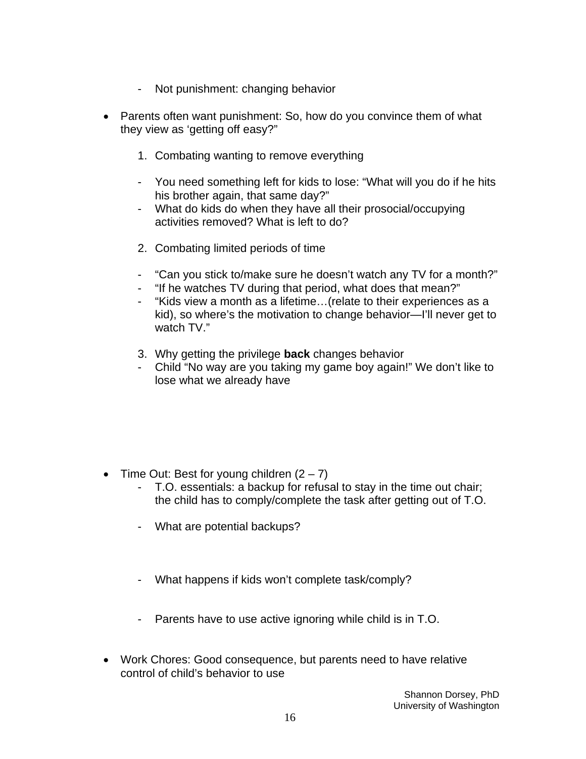- Not punishment: changing behavior

- Parents often want punishment: So, how do you convince them of what they view as 'getting off easy?"

  1. Combating wanting to remove everything

  - You need something left for kids to lose: "What will you do if he hits his brother again, that same day?"
  - What do kids do when they have all their prosocial/occupying activities removed? What is left to do?

  2. Combating limited periods of time

  - "Can you stick to/make sure he doesn't watch any TV for a month?"
  - "If he watches TV during that period, what does that mean?"
  - "Kids view a month as a lifetime…(relate to their experiences as a kid), so where's the motivation to change behavior—I'll never get to watch TV."

  3. Why getting the privilege **back** changes behavior
  - Child "No way are you taking my game boy again!" We don't like to lose what we already have

- Time Out: Best for young children (2 – 7)
  - T.O. essentials: a backup for refusal to stay in the time out chair; the child has to comply/complete the task after getting out of T.O.

  - What are potential backups?

  - What happens if kids won't complete task/comply?

  - Parents have to use active ignoring while child is in T.O.

- Work Chores: Good consequence, but parents need to have relative control of child's behavior to use

Shannon Dorsey, PhD
University of Washington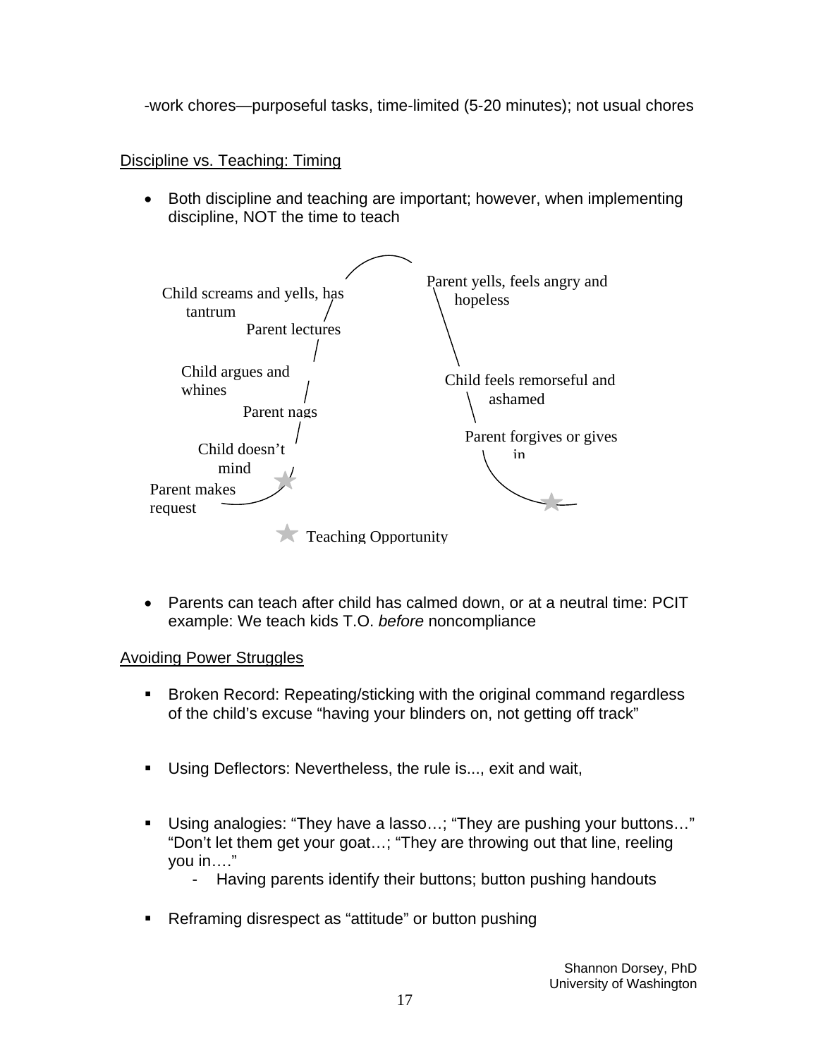-work chores—purposeful tasks, time-limited (5-20 minutes); not usual chores

Discipline vs. Teaching: Timing

- Both discipline and teaching are important; however, when implementing discipline, NOT the time to teach

Parent makes request

Child doesn't mind

Parent nags

Child argues and whines

Parent lectures

Child screams and yells, has tantrum

Parent yells, feels angry and hopeless

Child feels remorseful and ashamed

Parent forgives or gives in

★ Teaching Opportunity

- Parents can teach after child has calmed down, or at a neutral time: PCIT example: We teach kids T.O. *before* noncompliance

Avoiding Power Struggles

- Broken Record: Repeating/sticking with the original command regardless of the child's excuse "having your blinders on, not getting off track"

- Using Deflectors: Nevertheless, the rule is..., exit and wait,

- Using analogies: "They have a lasso…; "They are pushing your buttons…" "Don't let them get your goat…; "They are throwing out that line, reeling you in…."
  - Having parents identify their buttons; button pushing handouts

- Reframing disrespect as "attitude" or button pushing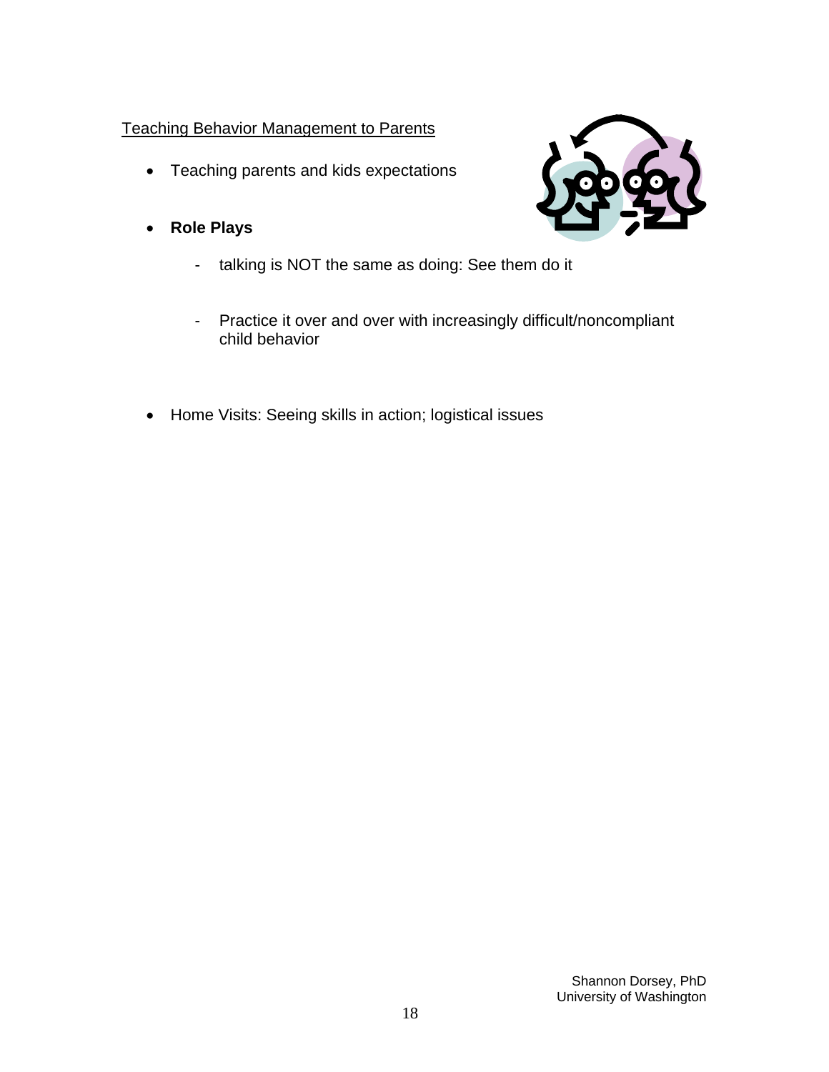Teaching Behavior Management to Parents

- Teaching parents and kids expectations

- **Role Plays**

  - talking is NOT the same as doing: See them do it

  - Practice it over and over with increasingly difficult/noncompliant child behavior

- Home Visits: Seeing skills in action; logistical issues

Shannon Dorsey, PhD
University of Washington